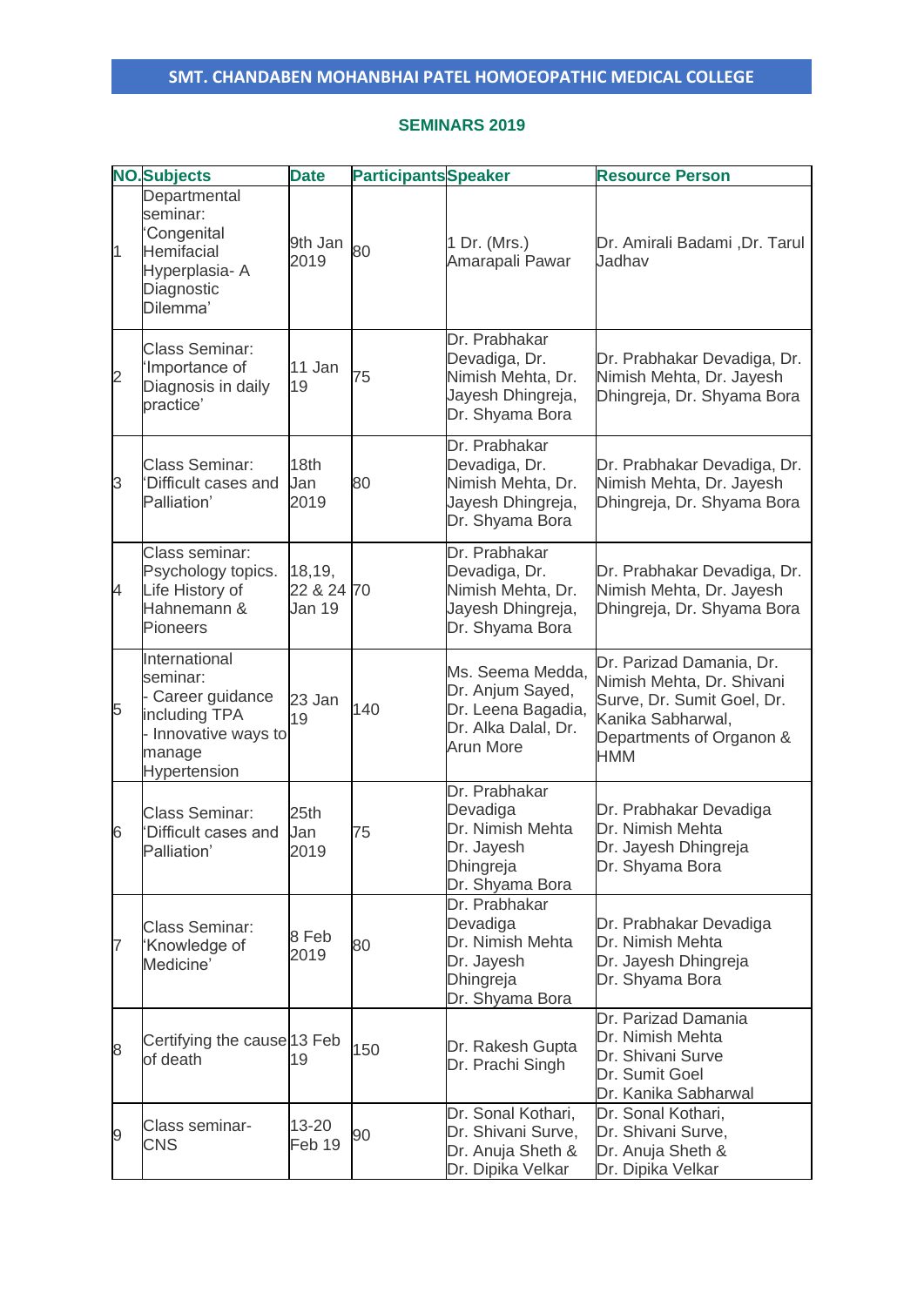# SMT. CHANDABEN MOHANBHAI PATEL HOMOEOPATHIC MEDICAL COLLEGE

## SEMINARS 2019

| NO. | Subjects | Date | Participants | Speaker | Resource Person |
|---|---|---|---|---|---|
| 1 | Departmental seminar: 'Congenital Hemifacial Hyperplasia- A Diagnostic Dilemma' | 9th Jan 2019 | 80 | 1 Dr. (Mrs.) Amarapali Pawar | Dr. Amirali Badami ,Dr. Tarul Jadhav |
| 2 | Class Seminar: 'Importance of Diagnosis in daily practice' | 11 Jan 19 | 75 | Dr. Prabhakar Devadiga, Dr. Nimish Mehta, Dr. Jayesh Dhingreja, Dr. Shyama Bora | Dr. Prabhakar Devadiga, Dr. Nimish Mehta, Dr. Jayesh Dhingreja, Dr. Shyama Bora |
| 3 | Class Seminar: 'Difficult cases and Palliation' | 18th Jan 2019 | 80 | Dr. Prabhakar Devadiga, Dr. Nimish Mehta, Dr. Jayesh Dhingreja, Dr. Shyama Bora | Dr. Prabhakar Devadiga, Dr. Nimish Mehta, Dr. Jayesh Dhingreja, Dr. Shyama Bora |
| 4 | Class seminar: Psychology topics. Life History of Hahnemann & Pioneers | 18,19, 22 & 24 Jan 19 | 70 | Dr. Prabhakar Devadiga, Dr. Nimish Mehta, Dr. Jayesh Dhingreja, Dr. Shyama Bora | Dr. Prabhakar Devadiga, Dr. Nimish Mehta, Dr. Jayesh Dhingreja, Dr. Shyama Bora |
| 5 | International seminar:<br>- Career guidance including TPA<br>- Innovative ways to manage Hypertension | 23 Jan 19 | 140 | Ms. Seema Medda, Dr. Anjum Sayed, Dr. Leena Bagadia, Dr. Alka Dalal, Dr. Arun More | Dr. Parizad Damania, Dr. Nimish Mehta, Dr. Shivani Surve, Dr. Sumit Goel, Dr. Kanika Sabharwal, Departments of Organon & HMM |
| 6 | Class Seminar: 'Difficult cases and Palliation' | 25th Jan 2019 | 75 | Dr. Prabhakar Devadiga<br>Dr. Nimish Mehta<br>Dr. Jayesh Dhingreja<br>Dr. Shyama Bora | Dr. Prabhakar Devadiga<br>Dr. Nimish Mehta<br>Dr. Jayesh Dhingreja<br>Dr. Shyama Bora |
| 7 | Class Seminar: 'Knowledge of Medicine' | 8 Feb 2019 | 80 | Dr. Prabhakar Devadiga<br>Dr. Nimish Mehta<br>Dr. Jayesh Dhingreja<br>Dr. Shyama Bora | Dr. Prabhakar Devadiga<br>Dr. Nimish Mehta<br>Dr. Jayesh Dhingreja<br>Dr. Shyama Bora |
| 8 | Certifying the cause of death | 13 Feb 19 | 150 | Dr. Rakesh Gupta<br>Dr. Prachi Singh | Dr. Parizad Damania<br>Dr. Nimish Mehta<br>Dr. Shivani Surve<br>Dr. Sumit Goel<br>Dr. Kanika Sabharwal |
| 9 | Class seminar- CNS | 13-20 Feb 19 | 90 | Dr. Sonal Kothari, Dr. Shivani Surve, Dr. Anuja Sheth & Dr. Dipika Velkar | Dr. Sonal Kothari, Dr. Shivani Surve, Dr. Anuja Sheth & Dr. Dipika Velkar |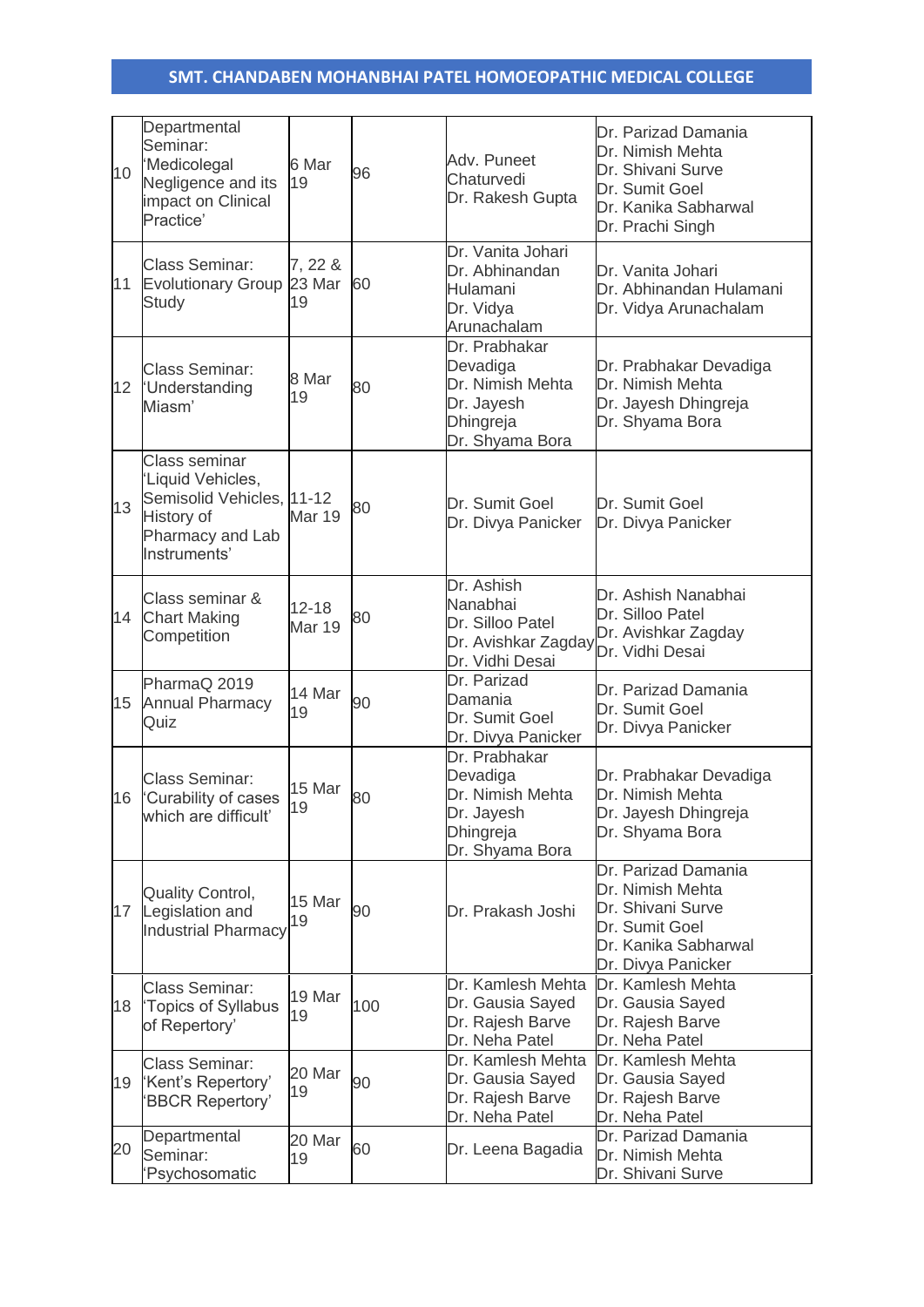## SMT. CHANDABEN MOHANBHAI PATEL HOMOEOPATHIC MEDICAL COLLEGE

| | | | | | |
|---|---|---|---|---|---|
| 10 | Departmental Seminar: 'Medicolegal Negligence and its impact on Clinical Practice' | 6 Mar 19 | 96 | Adv. Puneet Chaturvedi<br>Dr. Rakesh Gupta | Dr. Parizad Damania<br>Dr. Nimish Mehta<br>Dr. Shivani Surve<br>Dr. Sumit Goel<br>Dr. Kanika Sabharwal<br>Dr. Prachi Singh |
| 11 | Class Seminar: Evolutionary Group Study | 7, 22 & 23 Mar 19 | 60 | Dr. Vanita Johari<br>Dr. Abhinandan Hulamani<br>Dr. Vidya Arunachalam | Dr. Vanita Johari<br>Dr. Abhinandan Hulamani<br>Dr. Vidya Arunachalam |
| 12 | Class Seminar: 'Understanding Miasm' | 8 Mar 19 | 80 | Dr. Prabhakar Devadiga<br>Dr. Nimish Mehta<br>Dr. Jayesh Dhingreja<br>Dr. Shyama Bora | Dr. Prabhakar Devadiga<br>Dr. Nimish Mehta<br>Dr. Jayesh Dhingreja<br>Dr. Shyama Bora |
| 13 | Class seminar 'Liquid Vehicles, Semisolid Vehicles, History of Pharmacy and Lab Instruments' | 11-12 Mar 19 | 80 | Dr. Sumit Goel<br>Dr. Divya Panicker | Dr. Sumit Goel<br>Dr. Divya Panicker |
| 14 | Class seminar & Chart Making Competition | 12-18 Mar 19 | 80 | Dr. Ashish Nanabhai<br>Dr. Silloo Patel<br>Dr. Avishkar Zagday<br>Dr. Vidhi Desai | Dr. Ashish Nanabhai<br>Dr. Silloo Patel<br>Dr. Avishkar Zagday<br>Dr. Vidhi Desai |
| 15 | PharmaQ 2019 Annual Pharmacy Quiz | 14 Mar 19 | 90 | Dr. Parizad Damania<br>Dr. Sumit Goel<br>Dr. Divya Panicker | Dr. Parizad Damania<br>Dr. Sumit Goel<br>Dr. Divya Panicker |
| 16 | Class Seminar: 'Curability of cases which are difficult' | 15 Mar 19 | 80 | Dr. Prabhakar Devadiga<br>Dr. Nimish Mehta<br>Dr. Jayesh Dhingreja<br>Dr. Shyama Bora | Dr. Prabhakar Devadiga<br>Dr. Nimish Mehta<br>Dr. Jayesh Dhingreja<br>Dr. Shyama Bora |
| 17 | Quality Control, Legislation and Industrial Pharmacy | 15 Mar 19 | 90 | Dr. Prakash Joshi | Dr. Parizad Damania<br>Dr. Nimish Mehta<br>Dr. Shivani Surve<br>Dr. Sumit Goel<br>Dr. Kanika Sabharwal<br>Dr. Divya Panicker |
| 18 | Class Seminar: 'Topics of Syllabus of Repertory' | 19 Mar 19 | 100 | Dr. Kamlesh Mehta<br>Dr. Gausia Sayed<br>Dr. Rajesh Barve<br>Dr. Neha Patel | Dr. Kamlesh Mehta<br>Dr. Gausia Sayed<br>Dr. Rajesh Barve<br>Dr. Neha Patel |
| 19 | Class Seminar: 'Kent's Repertory' 'BBCR Repertory' | 20 Mar 19 | 90 | Dr. Kamlesh Mehta<br>Dr. Gausia Sayed<br>Dr. Rajesh Barve<br>Dr. Neha Patel | Dr. Kamlesh Mehta<br>Dr. Gausia Sayed<br>Dr. Rajesh Barve<br>Dr. Neha Patel |
| 20 | Departmental Seminar: 'Psychosomatic | 20 Mar 19 | 60 | Dr. Leena Bagadia | Dr. Parizad Damania<br>Dr. Nimish Mehta<br>Dr. Shivani Surve |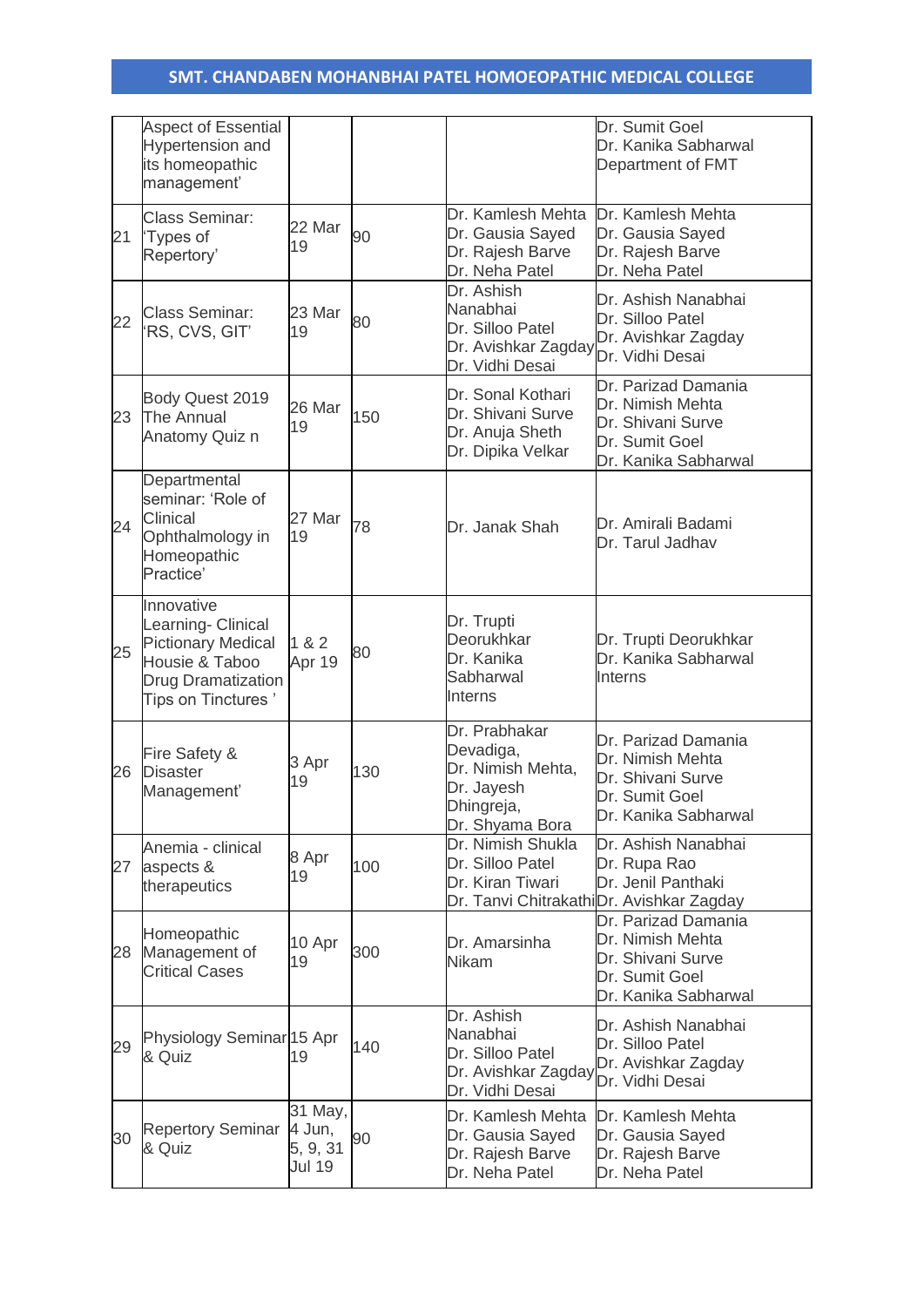| | | | | | |
|---|---|---|---|---|---|
| | Aspect of Essential Hypertension and its homeopathic management' | | | | Dr. Sumit Goel<br>Dr. Kanika Sabharwal<br>Department of FMT |
| 21 | Class Seminar: 'Types of Repertory' | 22 Mar 19 | 90 | Dr. Kamlesh Mehta<br>Dr. Gausia Sayed<br>Dr. Rajesh Barve<br>Dr. Neha Patel | Dr. Kamlesh Mehta<br>Dr. Gausia Sayed<br>Dr. Rajesh Barve<br>Dr. Neha Patel |
| 22 | Class Seminar: 'RS, CVS, GIT' | 23 Mar 19 | 80 | Dr. Ashish Nanabhai<br>Dr. Silloo Patel<br>Dr. Avishkar Zagday<br>Dr. Vidhi Desai | Dr. Ashish Nanabhai<br>Dr. Silloo Patel<br>Dr. Avishkar Zagday<br>Dr. Vidhi Desai |
| 23 | Body Quest 2019 The Annual Anatomy Quiz n | 26 Mar 19 | 150 | Dr. Sonal Kothari<br>Dr. Shivani Surve<br>Dr. Anuja Sheth<br>Dr. Dipika Velkar | Dr. Parizad Damania<br>Dr. Nimish Mehta<br>Dr. Shivani Surve<br>Dr. Sumit Goel<br>Dr. Kanika Sabharwal |
| 24 | Departmental seminar: 'Role of Clinical Ophthalmology in Homeopathic Practice' | 27 Mar 19 | 78 | Dr. Janak Shah | Dr. Amirali Badami<br>Dr. Tarul Jadhav |
| 25 | Innovative Learning- Clinical Pictionary Medical Housie & Taboo Drug Dramatization Tips on Tinctures ' | 1 & 2 Apr 19 | 80 | Dr. Trupti Deorukhkar<br>Dr. Kanika Sabharwal<br>Interns | Dr. Trupti Deorukhkar<br>Dr. Kanika Sabharwal<br>Interns |
| 26 | Fire Safety & Disaster Management' | 3 Apr 19 | 130 | Dr. Prabhakar Devadiga,<br>Dr. Nimish Mehta,<br>Dr. Jayesh Dhingreja,<br>Dr. Shyama Bora | Dr. Parizad Damania<br>Dr. Nimish Mehta<br>Dr. Shivani Surve<br>Dr. Sumit Goel<br>Dr. Kanika Sabharwal |
| 27 | Anemia - clinical aspects & therapeutics | 8 Apr 19 | 100 | Dr. Nimish Shukla<br>Dr. Silloo Patel<br>Dr. Kiran Tiwari<br>Dr. Tanvi Chitrakathi | Dr. Ashish Nanabhai<br>Dr. Rupa Rao<br>Dr. Jenil Panthaki<br>Dr. Avishkar Zagday |
| 28 | Homeopathic Management of Critical Cases | 10 Apr 19 | 300 | Dr. Amarsinha Nikam | Dr. Parizad Damania<br>Dr. Nimish Mehta<br>Dr. Shivani Surve<br>Dr. Sumit Goel<br>Dr. Kanika Sabharwal |
| 29 | Physiology Seminar & Quiz | 15 Apr 19 | 140 | Dr. Ashish Nanabhai<br>Dr. Silloo Patel<br>Dr. Avishkar Zagday<br>Dr. Vidhi Desai | Dr. Ashish Nanabhai<br>Dr. Silloo Patel<br>Dr. Avishkar Zagday<br>Dr. Vidhi Desai |
| 30 | Repertory Seminar & Quiz | 31 May, 4 Jun, 5, 9, 31 Jul 19 | 90 | Dr. Kamlesh Mehta<br>Dr. Gausia Sayed<br>Dr. Rajesh Barve<br>Dr. Neha Patel | Dr. Kamlesh Mehta<br>Dr. Gausia Sayed<br>Dr. Rajesh Barve<br>Dr. Neha Patel |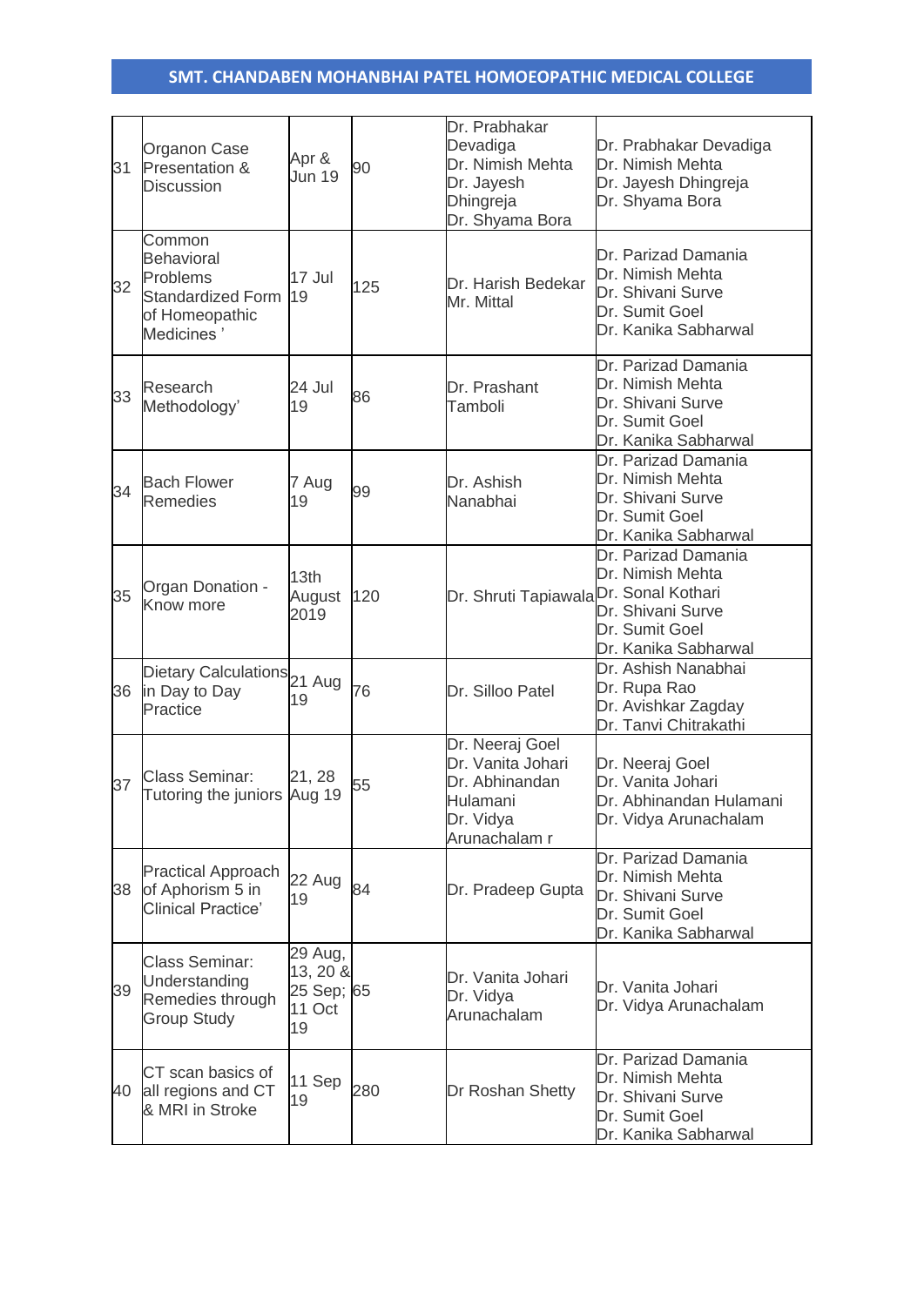# SMT. CHANDABEN MOHANBHAI PATEL HOMOEOPATHIC MEDICAL COLLEGE

| | | | | | |
|---|---|---|---|---|---|
| 31 | Organon Case Presentation & Discussion | Apr & Jun 19 | 90 | Dr. Prabhakar Devadiga<br>Dr. Nimish Mehta<br>Dr. Jayesh Dhingreja<br>Dr. Shyama Bora | Dr. Prabhakar Devadiga<br>Dr. Nimish Mehta<br>Dr. Jayesh Dhingreja<br>Dr. Shyama Bora |
| 32 | Common Behavioral Problems Standardized Form of Homeopathic Medicines ' | 17 Jul 19 | 125 | Dr. Harish Bedekar<br>Mr. Mittal | Dr. Parizad Damania<br>Dr. Nimish Mehta<br>Dr. Shivani Surve<br>Dr. Sumit Goel<br>Dr. Kanika Sabharwal |
| 33 | Research Methodology' | 24 Jul 19 | 86 | Dr. Prashant Tamboli | Dr. Parizad Damania<br>Dr. Nimish Mehta<br>Dr. Shivani Surve<br>Dr. Sumit Goel<br>Dr. Kanika Sabharwal |
| 34 | Bach Flower Remedies | 7 Aug 19 | 99 | Dr. Ashish Nanabhai | Dr. Parizad Damania<br>Dr. Nimish Mehta<br>Dr. Shivani Surve<br>Dr. Sumit Goel<br>Dr. Kanika Sabharwal |
| 35 | Organ Donation - Know more | 13th August 2019 | 120 | Dr. Shruti Tapiawala | Dr. Parizad Damania<br>Dr. Nimish Mehta<br>Dr. Sonal Kothari<br>Dr. Shivani Surve<br>Dr. Sumit Goel<br>Dr. Kanika Sabharwal |
| 36 | Dietary Calculations in Day to Day Practice | 21 Aug 19 | 76 | Dr. Silloo Patel | Dr. Ashish Nanabhai<br>Dr. Rupa Rao<br>Dr. Avishkar Zagday<br>Dr. Tanvi Chitrakathi |
| 37 | Class Seminar: Tutoring the juniors | 21, 28 Aug 19 | 55 | Dr. Neeraj Goel<br>Dr. Vanita Johari<br>Dr. Abhinandan Hulamani<br>Dr. Vidya Arunachalam r | Dr. Neeraj Goel<br>Dr. Vanita Johari<br>Dr. Abhinandan Hulamani<br>Dr. Vidya Arunachalam |
| 38 | Practical Approach of Aphorism 5 in Clinical Practice' | 22 Aug 19 | 84 | Dr. Pradeep Gupta | Dr. Parizad Damania<br>Dr. Nimish Mehta<br>Dr. Shivani Surve<br>Dr. Sumit Goel<br>Dr. Kanika Sabharwal |
| 39 | Class Seminar: Understanding Remedies through Group Study | 29 Aug, 13, 20 & 25 Sep; 11 Oct 19 | 65 | Dr. Vanita Johari<br>Dr. Vidya Arunachalam | Dr. Vanita Johari<br>Dr. Vidya Arunachalam |
| 40 | CT scan basics of all regions and CT & MRI in Stroke | 11 Sep 19 | 280 | Dr Roshan Shetty | Dr. Parizad Damania<br>Dr. Nimish Mehta<br>Dr. Shivani Surve<br>Dr. Sumit Goel<br>Dr. Kanika Sabharwal |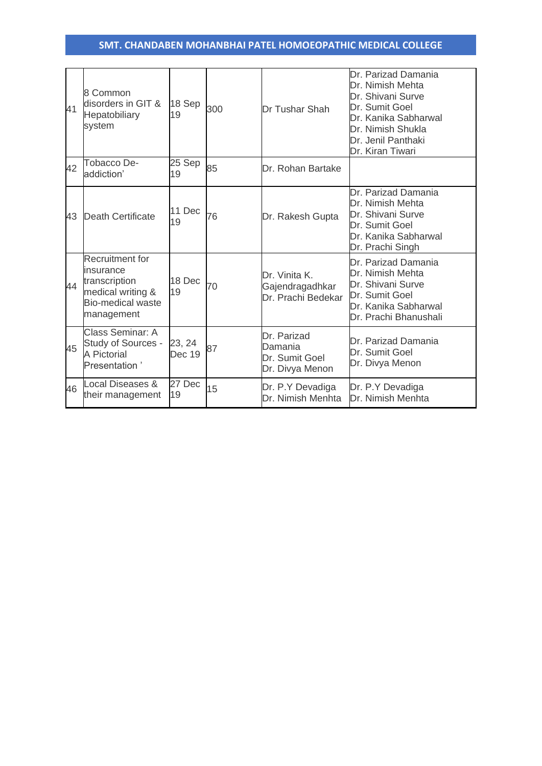| | | | | | |
|---|---|---|---|---|---|
| 41 | 8 Common disorders in GIT & Hepatobiliary system | 18 Sep 19 | 300 | Dr Tushar Shah | Dr. Parizad Damania<br>Dr. Nimish Mehta<br>Dr. Shivani Surve<br>Dr. Sumit Goel<br>Dr. Kanika Sabharwal<br>Dr. Nimish Shukla<br>Dr. Jenil Panthaki<br>Dr. Kiran Tiwari |
| 42 | Tobacco De-addiction' | 25 Sep 19 | 85 | Dr. Rohan Bartake | |
| 43 | Death Certificate | 11 Dec 19 | 76 | Dr. Rakesh Gupta | Dr. Parizad Damania<br>Dr. Nimish Mehta<br>Dr. Shivani Surve<br>Dr. Sumit Goel<br>Dr. Kanika Sabharwal<br>Dr. Prachi Singh |
| 44 | Recruitment for insurance transcription medical writing & Bio-medical waste management | 18 Dec 19 | 70 | Dr. Vinita K. Gajendragadhkar<br>Dr. Prachi Bedekar | Dr. Parizad Damania<br>Dr. Nimish Mehta<br>Dr. Shivani Surve<br>Dr. Sumit Goel<br>Dr. Kanika Sabharwal<br>Dr. Prachi Bhanushali |
| 45 | Class Seminar: A Study of Sources - A Pictorial Presentation ' | 23, 24 Dec 19 | 87 | Dr. Parizad Damania<br>Dr. Sumit Goel<br>Dr. Divya Menon | Dr. Parizad Damania<br>Dr. Sumit Goel<br>Dr. Divya Menon |
| 46 | Local Diseases & their management | 27 Dec 19 | 15 | Dr. P.Y Devadiga<br>Dr. Nimish Menhta | Dr. P.Y Devadiga<br>Dr. Nimish Menhta |